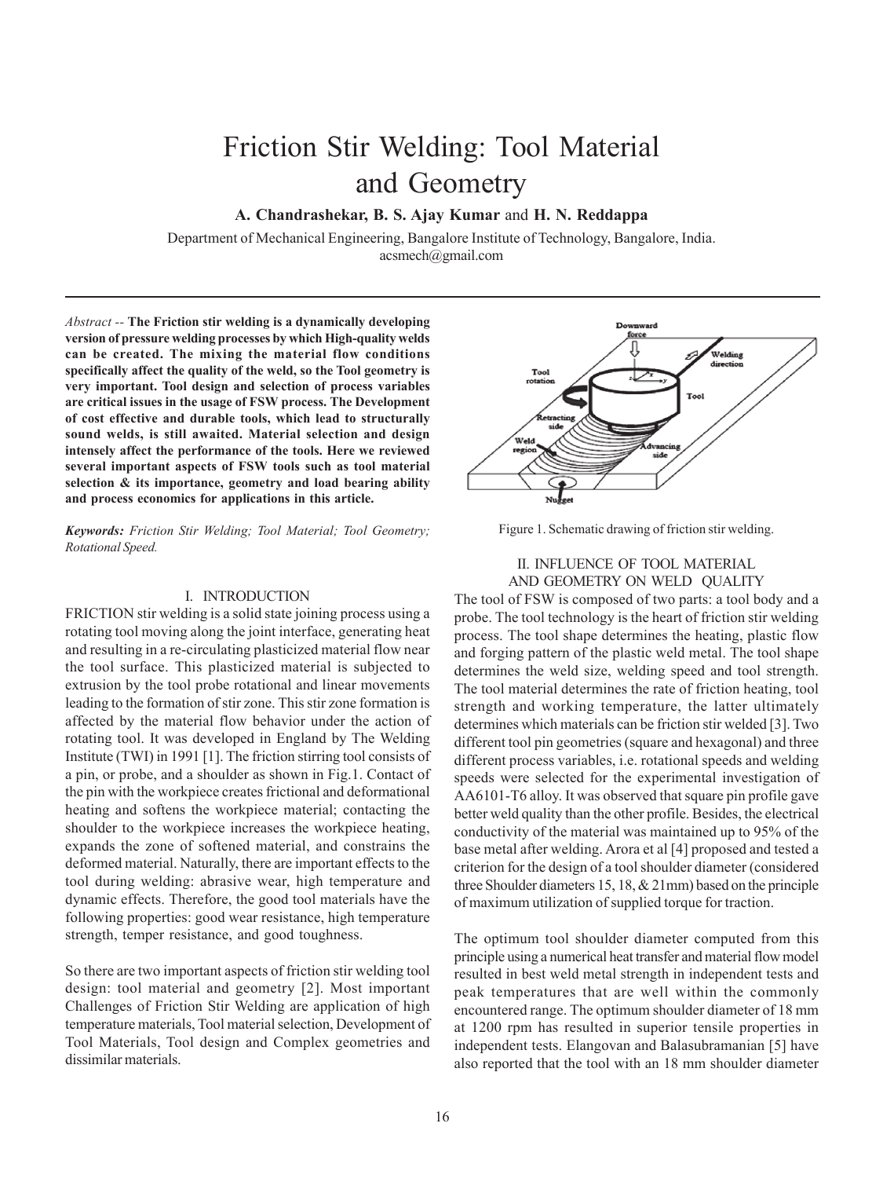# Friction Stir Welding: Tool Material and Geometry

**A. Chandrashekar, B. S. Ajay Kumar** and **H. N. Reddappa**

Department of Mechanical Engineering, Bangalore Institute of Technology, Bangalore, India.
acsmech@gmail.com

*Abstract --* **The Friction stir welding is a dynamically developing version of pressure welding processes by which High-quality welds can be created. The mixing the material flow conditions specifically affect the quality of the weld, so the Tool geometry is very important. Tool design and selection of process variables are critical issues in the usage of FSW process. The Development of cost effective and durable tools, which lead to structurally sound welds, is still awaited. Material selection and design intensely affect the performance of the tools. Here we reviewed several important aspects of FSW tools such as tool material selection & its importance, geometry and load bearing ability and process economics for applications in this article.**

***Keywords:*** *Friction Stir Welding; Tool Material; Tool Geometry; Rotational Speed.*

## I. INTRODUCTION

FRICTION stir welding is a solid state joining process using a rotating tool moving along the joint interface, generating heat and resulting in a re-circulating plasticized material flow near the tool surface. This plasticized material is subjected to extrusion by the tool probe rotational and linear movements leading to the formation of stir zone. This stir zone formation is affected by the material flow behavior under the action of rotating tool. It was developed in England by The Welding Institute (TWI) in 1991 [1]. The friction stirring tool consists of a pin, or probe, and a shoulder as shown in Fig.1. Contact of the pin with the workpiece creates frictional and deformational heating and softens the workpiece material; contacting the shoulder to the workpiece increases the workpiece heating, expands the zone of softened material, and constrains the deformed material. Naturally, there are important effects to the tool during welding: abrasive wear, high temperature and dynamic effects. Therefore, the good tool materials have the following properties: good wear resistance, high temperature strength, temper resistance, and good toughness.

So there are two important aspects of friction stir welding tool design: tool material and geometry [2]. Most important Challenges of Friction Stir Welding are application of high temperature materials, Tool material selection, Development of Tool Materials, Tool design and Complex geometries and dissimilar materials.

Figure 1. Schematic drawing of friction stir welding.

## II. INFLUENCE OF TOOL MATERIAL AND GEOMETRY ON WELD QUALITY

The tool of FSW is composed of two parts: a tool body and a probe. The tool technology is the heart of friction stir welding process. The tool shape determines the heating, plastic flow and forging pattern of the plastic weld metal. The tool shape determines the weld size, welding speed and tool strength. The tool material determines the rate of friction heating, tool strength and working temperature, the latter ultimately determines which materials can be friction stir welded [3]. Two different tool pin geometries (square and hexagonal) and three different process variables, i.e. rotational speeds and welding speeds were selected for the experimental investigation of AA6101-T6 alloy. It was observed that square pin profile gave better weld quality than the other profile. Besides, the electrical conductivity of the material was maintained up to 95% of the base metal after welding. Arora et al [4] proposed and tested a criterion for the design of a tool shoulder diameter (considered three Shoulder diameters 15, 18, & 21mm) based on the principle of maximum utilization of supplied torque for traction.

The optimum tool shoulder diameter computed from this principle using a numerical heat transfer and material flow model resulted in best weld metal strength in independent tests and peak temperatures that are well within the commonly encountered range. The optimum shoulder diameter of 18 mm at 1200 rpm has resulted in superior tensile properties in independent tests. Elangovan and Balasubramanian [5] have also reported that the tool with an 18 mm shoulder diameter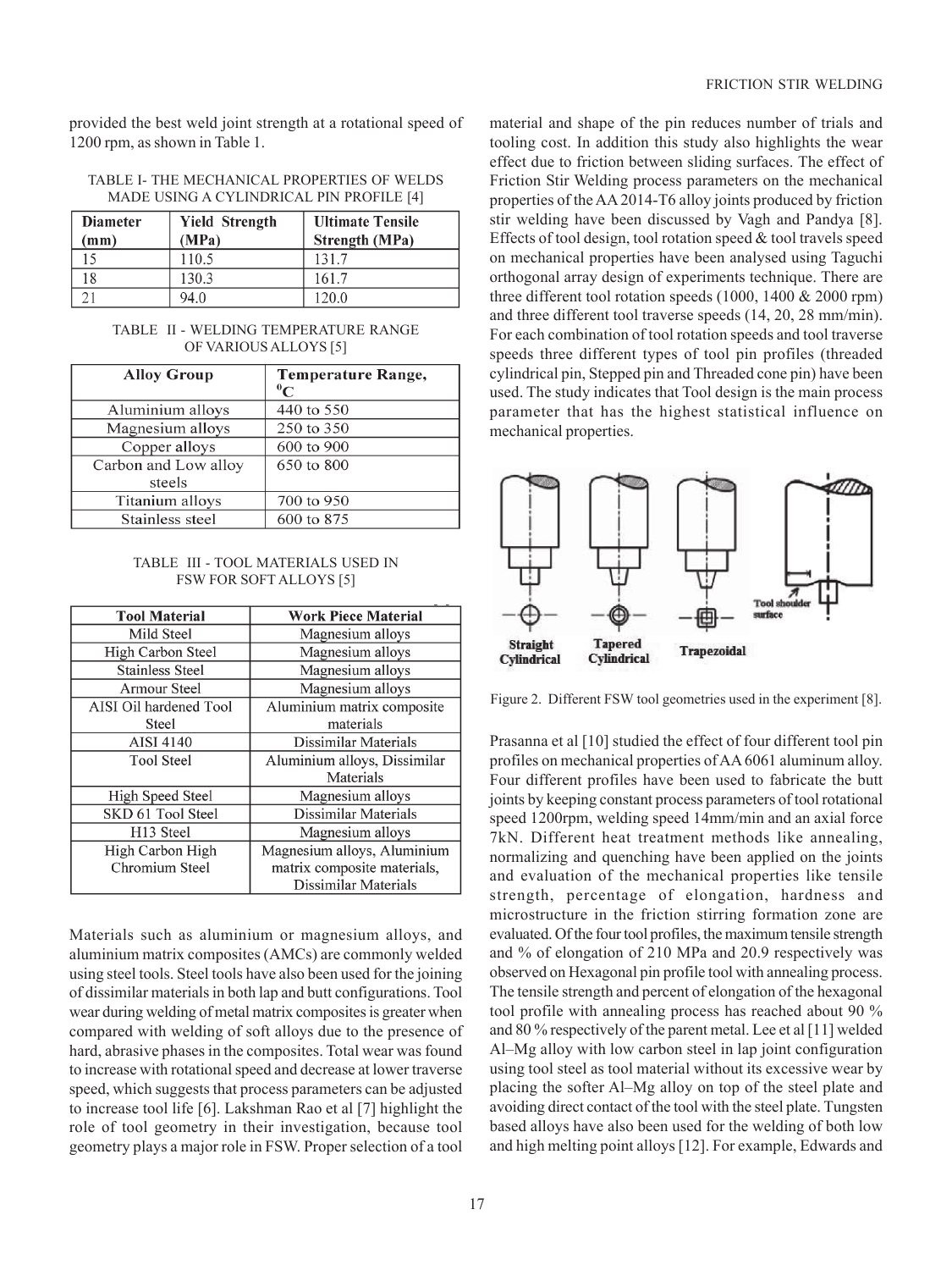provided the best weld joint strength at a rotational speed of 1200 rpm, as shown in Table 1.

TABLE I- THE MECHANICAL PROPERTIES OF WELDS MADE USING A CYLINDRICAL PIN PROFILE [4]

| Diameter (mm) | Yield Strength (MPa) | Ultimate Tensile Strength (MPa) |
|---|---|---|
| 15 | 110.5 | 131.7 |
| 18 | 130.3 | 161.7 |
| 21 | 94.0 | 120.0 |

TABLE II - WELDING TEMPERATURE RANGE OF VARIOUS ALLOYS [5]

| Alloy Group | Temperature Range, $^0$C |
|---|---|
| Aluminium alloys | 440 to 550 |
| Magnesium alloys | 250 to 350 |
| Copper alloys | 600 to 900 |
| Carbon and Low alloy steels | 650 to 800 |
| Titanium alloys | 700 to 950 |
| Stainless steel | 600 to 875 |

TABLE III - TOOL MATERIALS USED IN FSW FOR SOFT ALLOYS [5]

| Tool Material | Work Piece Material |
|---|---|
| Mild Steel | Magnesium alloys |
| High Carbon Steel | Magnesium alloys |
| Stainless Steel | Magnesium alloys |
| Armour Steel | Magnesium alloys |
| AISI Oil hardened Tool Steel | Aluminium matrix composite materials |
| AISI 4140 | Dissimilar Materials |
| Tool Steel | Aluminium alloys, Dissimilar Materials |
| High Speed Steel | Magnesium alloys |
| SKD 61 Tool Steel | Dissimilar Materials |
| H13 Steel | Magnesium alloys |
| High Carbon High Chromium Steel | Magnesium alloys, Aluminium matrix composite materials, Dissimilar Materials |

Materials such as aluminium or magnesium alloys, and aluminium matrix composites (AMCs) are commonly welded using steel tools. Steel tools have also been used for the joining of dissimilar materials in both lap and butt configurations. Tool wear during welding of metal matrix composites is greater when compared with welding of soft alloys due to the presence of hard, abrasive phases in the composites. Total wear was found to increase with rotational speed and decrease at lower traverse speed, which suggests that process parameters can be adjusted to increase tool life [6]. Lakshman Rao et al [7] highlight the role of tool geometry in their investigation, because tool geometry plays a major role in FSW. Proper selection of a tool material and shape of the pin reduces number of trials and tooling cost. In addition this study also highlights the wear effect due to friction between sliding surfaces. The effect of Friction Stir Welding process parameters on the mechanical properties of the AA 2014-T6 alloy joints produced by friction stir welding have been discussed by Vagh and Pandya [8]. Effects of tool design, tool rotation speed & tool travels speed on mechanical properties have been analysed using Taguchi orthogonal array design of experiments technique. There are three different tool rotation speeds (1000, 1400 & 2000 rpm) and three different tool traverse speeds (14, 20, 28 mm/min). For each combination of tool rotation speeds and tool traverse speeds three different types of tool pin profiles (threaded cylindrical pin, Stepped pin and Threaded cone pin) have been used. The study indicates that Tool design is the main process parameter that has the highest statistical influence on mechanical properties.

Figure 2. Different FSW tool geometries used in the experiment [8].

Prasanna et al [10] studied the effect of four different tool pin profiles on mechanical properties of AA 6061 aluminum alloy. Four different profiles have been used to fabricate the butt joints by keeping constant process parameters of tool rotational speed 1200rpm, welding speed 14mm/min and an axial force 7kN. Different heat treatment methods like annealing, normalizing and quenching have been applied on the joints and evaluation of the mechanical properties like tensile strength, percentage of elongation, hardness and microstructure in the friction stirring formation zone are evaluated. Of the four tool profiles, the maximum tensile strength and % of elongation of 210 MPa and 20.9 respectively was observed on Hexagonal pin profile tool with annealing process. The tensile strength and percent of elongation of the hexagonal tool profile with annealing process has reached about 90 % and 80 % respectively of the parent metal. Lee et al [11] welded Al–Mg alloy with low carbon steel in lap joint configuration using tool steel as tool material without its excessive wear by placing the softer Al–Mg alloy on top of the steel plate and avoiding direct contact of the tool with the steel plate. Tungsten based alloys have also been used for the welding of both low and high melting point alloys [12]. For example, Edwards and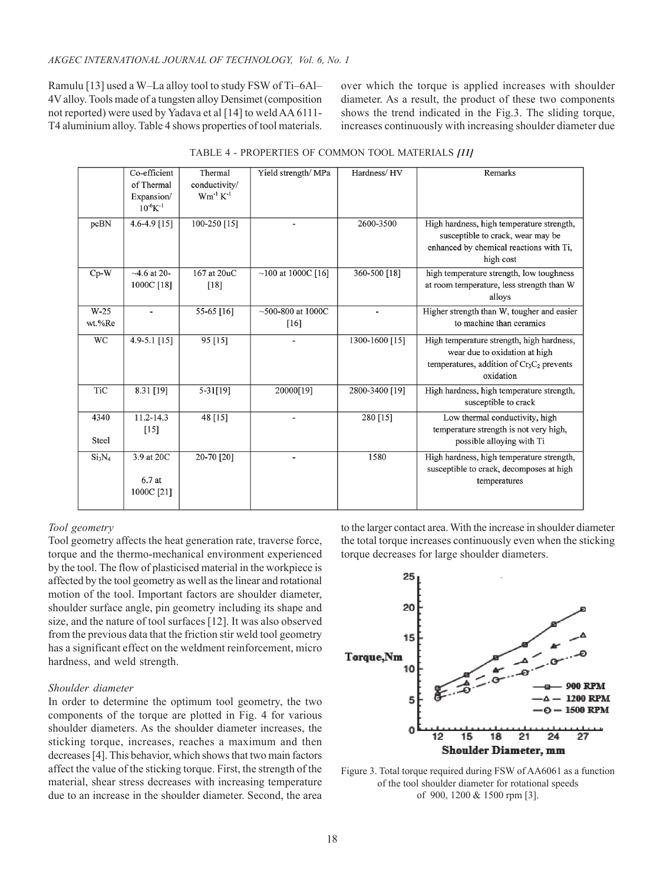Ramulu [13] used a W–La alloy tool to study FSW of Ti–6Al–4V alloy. Tools made of a tungsten alloy Densimet (composition not reported) were used by Yadava et al [14] to weld AA 6111-T4 aluminium alloy. Table 4 shows properties of tool materials.

TABLE 4 - PROPERTIES OF COMMON TOOL MATERIALS *[11]*

| | Co-efficient of Thermal Expansion/ $10^{-6}K^{-1}$ | Thermal conductivity/ $Wm^{-1}K^{-1}$ | Yield strength/ MPa | Hardness/ HV | Remarks |
|---|---|---|---|---|---|
| pcBN | 4.6-4.9 [15] | 100-250 [15] | - | 2600-3500 | High hardness, high temperature strength, susceptible to crack, wear may be enhanced by chemical reactions with Ti, high cost |
| Cp-W | ~4.6 at 20-1000C [18] | 167 at 20uC [18] | ~100 at 1000C [16] | 360-500 [18] | high temperature strength, low toughness at room temperature, less strength than W alloys |
| W-25 wt.%Re | - | 55-65 [16] | ~500-800 at 1000C [16] | - | Higher strength than W, tougher and easier to machine than ceramics |
| WC | 4.9-5.1 [15] | 95 [15] | - | 1300-1600 [15] | High temperature strength, high hardness, wear due to oxidation at high temperatures, addition of $Cr_3C_2$ prevents oxidation |
| TiC | 8.31 [19] | 5-31[19] | 20000[19] | 2800-3400 [19] | High hardness, high temperature strength, susceptible to crack |
| 4340 Steel | 11.2-14.3 [15] | 48 [15] | - | 280 [15] | Low thermal conductivity, high temperature strength is not very high, possible alloying with Ti |
| $Si_3N_4$ | 3.9 at 20C 6.7 at 1000C [21] | 20-70 [20] | - | 1580 | High hardness, high temperature strength, susceptible to crack, decomposes at high temperatures |

*Tool geometry*

Tool geometry affects the heat generation rate, traverse force, torque and the thermo-mechanical environment experienced by the tool. The flow of plasticised material in the workpiece is affected by the tool geometry as well as the linear and rotational motion of the tool. Important factors are shoulder diameter, shoulder surface angle, pin geometry including its shape and size, and the nature of tool surfaces [12]. It was also observed from the previous data that the friction stir weld tool geometry has a significant effect on the weldment reinforcement, micro hardness, and weld strength.

*Shoulder diameter*

In order to determine the optimum tool geometry, the two components of the torque are plotted in Fig. 4 for various shoulder diameters. As the shoulder diameter increases, the sticking torque, increases, reaches a maximum and then decreases [4]. This behavior, which shows that two main factors affect the value of the sticking torque. First, the strength of the material, shear stress decreases with increasing temperature due to an increase in the shoulder diameter. Second, the area over which the torque is applied increases with shoulder diameter. As a result, the product of these two components shows the trend indicated in the Fig.3. The sliding torque, increases continuously with increasing shoulder diameter due to the larger contact area. With the increase in shoulder diameter the total torque increases continuously even when the sticking torque decreases for large shoulder diameters.

Figure 3. Total torque required during FSW of AA6061 as a function of the tool shoulder diameter for rotational speeds of 900, 1200 & 1500 rpm [3].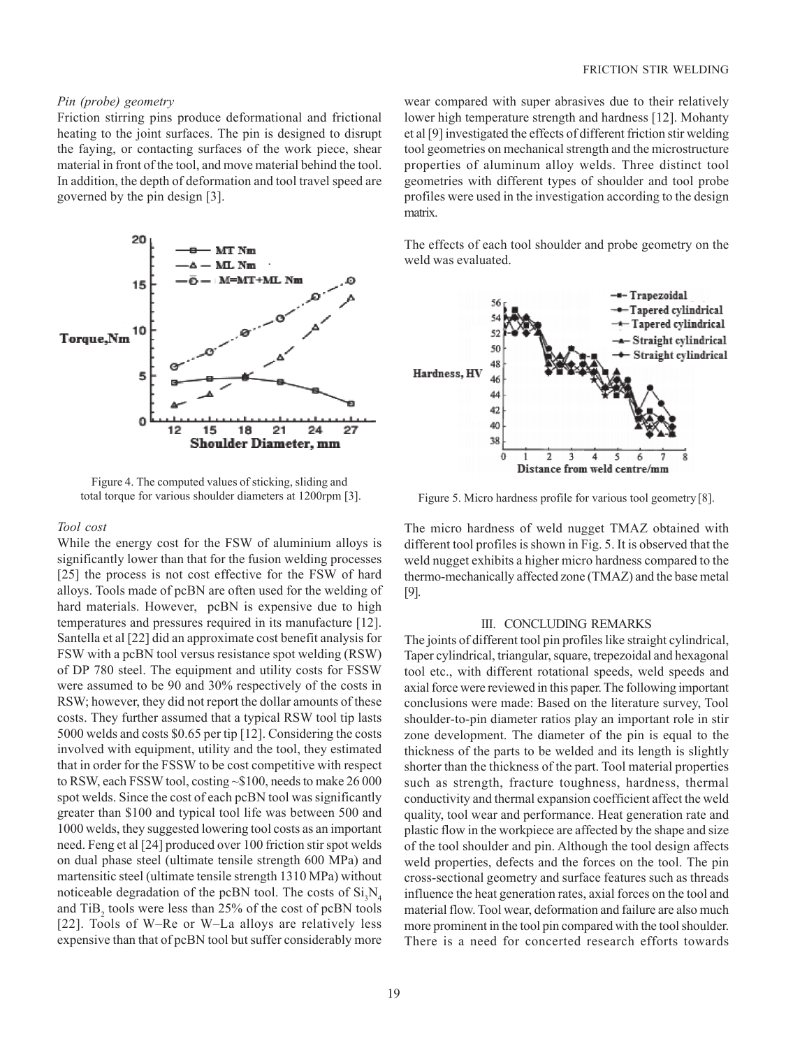*Pin (probe) geometry*

Friction stirring pins produce deformational and frictional heating to the joint surfaces. The pin is designed to disrupt the faying, or contacting surfaces of the work piece, shear material in front of the tool, and move material behind the tool. In addition, the depth of deformation and tool travel speed are governed by the pin design [3].

Figure 4. The computed values of sticking, sliding and total torque for various shoulder diameters at 1200rpm [3].

*Tool cost*

While the energy cost for the FSW of aluminium alloys is significantly lower than that for the fusion welding processes [25] the process is not cost effective for the FSW of hard alloys. Tools made of pcBN are often used for the welding of hard materials. However, pcBN is expensive due to high temperatures and pressures required in its manufacture [12]. Santella et al [22] did an approximate cost benefit analysis for FSW with a pcBN tool versus resistance spot welding (RSW) of DP 780 steel. The equipment and utility costs for FSSW were assumed to be 90 and 30% respectively of the costs in RSW; however, they did not report the dollar amounts of these costs. They further assumed that a typical RSW tool tip lasts 5000 welds and costs \$0.65 per tip [12]. Considering the costs involved with equipment, utility and the tool, they estimated that in order for the FSSW to be cost competitive with respect to RSW, each FSSW tool, costing ~\$100, needs to make 26 000 spot welds. Since the cost of each pcBN tool was significantly greater than \$100 and typical tool life was between 500 and 1000 welds, they suggested lowering tool costs as an important need. Feng et al [24] produced over 100 friction stir spot welds on dual phase steel (ultimate tensile strength 600 MPa) and martensitic steel (ultimate tensile strength 1310 MPa) without noticeable degradation of the pcBN tool. The costs of $Si_3N_4$ and $TiB_2$ tools were less than 25% of the cost of pcBN tools [22]. Tools of W–Re or W–La alloys are relatively less expensive than that of pcBN tool but suffer considerably more wear compared with super abrasives due to their relatively lower high temperature strength and hardness [12]. Mohanty et al [9] investigated the effects of different friction stir welding tool geometries on mechanical strength and the microstructure properties of aluminum alloy welds. Three distinct tool geometries with different types of shoulder and tool probe profiles were used in the investigation according to the design matrix.

The effects of each tool shoulder and probe geometry on the weld was evaluated.

Figure 5. Micro hardness profile for various tool geometry [8].

The micro hardness of weld nugget TMAZ obtained with different tool profiles is shown in Fig. 5. It is observed that the weld nugget exhibits a higher micro hardness compared to the thermo-mechanically affected zone (TMAZ) and the base metal [9].

## III. CONCLUDING REMARKS

The joints of different tool pin profiles like straight cylindrical, Taper cylindrical, triangular, square, trepezoidal and hexagonal tool etc., with different rotational speeds, weld speeds and axial force were reviewed in this paper. The following important conclusions were made: Based on the literature survey, Tool shoulder-to-pin diameter ratios play an important role in stir zone development. The diameter of the pin is equal to the thickness of the parts to be welded and its length is slightly shorter than the thickness of the part. Tool material properties such as strength, fracture toughness, hardness, thermal conductivity and thermal expansion coefficient affect the weld quality, tool wear and performance. Heat generation rate and plastic flow in the workpiece are affected by the shape and size of the tool shoulder and pin. Although the tool design affects weld properties, defects and the forces on the tool. The pin cross-sectional geometry and surface features such as threads influence the heat generation rates, axial forces on the tool and material flow. Tool wear, deformation and failure are also much more prominent in the tool pin compared with the tool shoulder. There is a need for concerted research efforts towards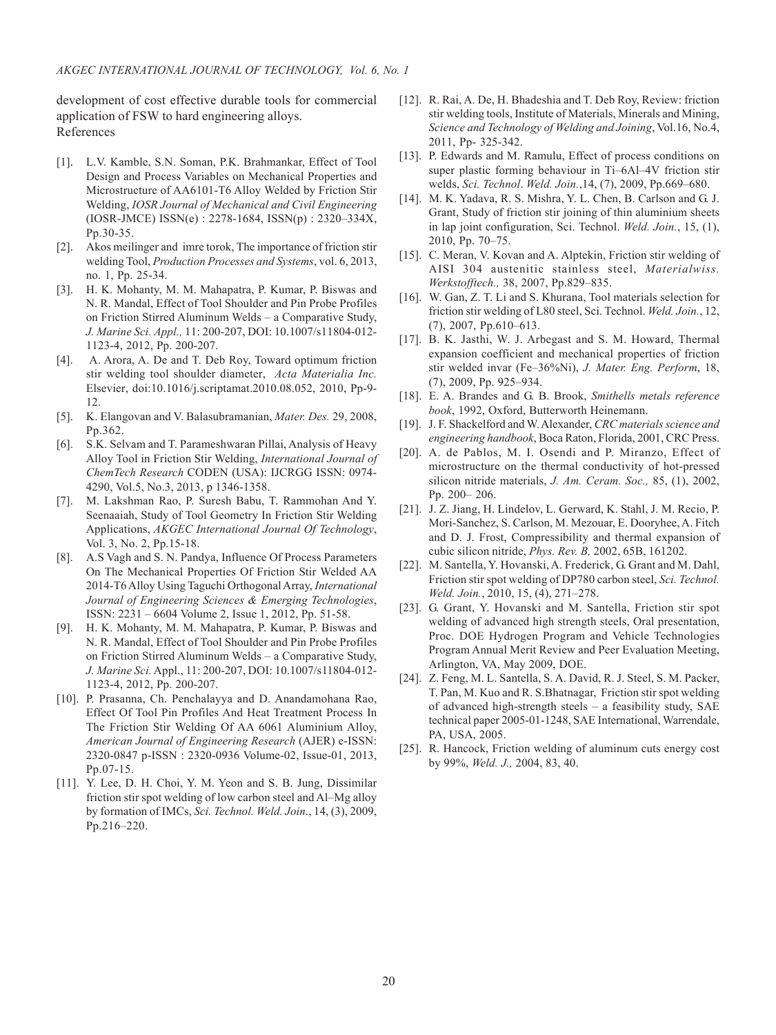development of cost effective durable tools for commercial application of FSW to hard engineering alloys.

References

[1]. L.V. Kamble, S.N. Soman, P.K. Brahmankar, Effect of Tool Design and Process Variables on Mechanical Properties and Microstructure of AA6101-T6 Alloy Welded by Friction Stir Welding, *IOSR Journal of Mechanical and Civil Engineering* (IOSR-JMCE) ISSN(e) : 2278-1684, ISSN(p) : 2320–334X, Pp.30-35.

[2]. Akos meilinger and imre torok, The importance of friction stir welding Tool, *Production Processes and Systems*, vol. 6, 2013, no. 1, Pp. 25-34.

[3]. H. K. Mohanty, M. M. Mahapatra, P. Kumar, P. Biswas and N. R. Mandal, Effect of Tool Shoulder and Pin Probe Profiles on Friction Stirred Aluminum Welds – a Comparative Study, *J. Marine Sci. Appl.,* 11: 200-207, DOI: 10.1007/s11804-012-1123-4, 2012, Pp. 200-207.

[4]. A. Arora, A. De and T. Deb Roy, Toward optimum friction stir welding tool shoulder diameter, *Acta Materialia Inc.* Elsevier, doi:10.1016/j.scriptamat.2010.08.052, 2010, Pp-9-12.

[5]. K. Elangovan and V. Balasubramanian, *Mater. Des.* 29, 2008, Pp.362.

[6]. S.K. Selvam and T. Parameshwaran Pillai, Analysis of Heavy Alloy Tool in Friction Stir Welding, *International Journal of ChemTech Research* CODEN (USA): IJCRGG ISSN: 0974-4290, Vol.5, No.3, 2013, p 1346-1358.

[7]. M. Lakshman Rao, P. Suresh Babu, T. Rammohan And Y. Seenaaiah, Study of Tool Geometry In Friction Stir Welding Applications, *AKGEC International Journal Of Technology*, Vol. 3, No. 2, Pp.15-18.

[8]. A.S Vagh and S. N. Pandya, Influence Of Process Parameters On The Mechanical Properties Of Friction Stir Welded AA 2014-T6 Alloy Using Taguchi Orthogonal Array, *International Journal of Engineering Sciences & Emerging Technologies*, ISSN: 2231 – 6604 Volume 2, Issue 1, 2012, Pp. 51-58.

[9]. H. K. Mohanty, M. M. Mahapatra, P. Kumar, P. Biswas and N. R. Mandal, Effect of Tool Shoulder and Pin Probe Profiles on Friction Stirred Aluminum Welds – a Comparative Study, *J. Marine Sci.* Appl., 11: 200-207, DOI: 10.1007/s11804-012-1123-4, 2012, Pp. 200-207.

[10]. P. Prasanna, Ch. Penchalayya and D. Anandamohana Rao, Effect Of Tool Pin Profiles And Heat Treatment Process In The Friction Stir Welding Of AA 6061 Aluminium Alloy, *American Journal of Engineering Research* (AJER) e-ISSN: 2320-0847 p-ISSN : 2320-0936 Volume-02, Issue-01, 2013, Pp.07-15.

[11]. Y. Lee, D. H. Choi, Y. M. Yeon and S. B. Jung, Dissimilar friction stir spot welding of low carbon steel and Al–Mg alloy by formation of IMCs, *Sci. Technol. Weld. Join*., 14, (3), 2009, Pp.216–220.

[12]. R. Rai, A. De, H. Bhadeshia and T. Deb Roy, Review: friction stir welding tools, Institute of Materials, Minerals and Mining, *Science and Technology of Welding and Joining*, Vol.16, No.4, 2011, Pp- 325-342.

[13]. P. Edwards and M. Ramulu, Effect of process conditions on super plastic forming behaviour in Ti–6Al–4V friction stir welds, *Sci. Technol*. *Weld. Join.*,14, (7), 2009, Pp.669–680.

[14]. M. K. Yadava, R. S. Mishra, Y. L. Chen, B. Carlson and G. J. Grant, Study of friction stir joining of thin aluminium sheets in lap joint configuration, Sci. Technol. *Weld. Join.*, 15, (1), 2010, Pp. 70–75.

[15]. C. Meran, V. Kovan and A. Alptekin, Friction stir welding of AISI 304 austenitic stainless steel, *Materialwiss. Werkstofftech.,* 38, 2007, Pp.829–835.

[16]. W. Gan, Z. T. Li and S. Khurana, Tool materials selection for friction stir welding of L80 steel, Sci. Technol. *Weld. Join.*, 12, (7), 2007, Pp.610–613.

[17]. B. K. Jasthi, W. J. Arbegast and S. M. Howard, Thermal expansion coefficient and mechanical properties of friction stir welded invar (Fe–36%Ni), *J. Mater. Eng. Perform*, 18, (7), 2009, Pp. 925–934.

[18]. E. A. Brandes and G. B. Brook, *Smithells metals reference book*, 1992, Oxford, Butterworth Heinemann.

[19]. J. F. Shackelford and W. Alexander, *CRC materials science and engineering handbook*, Boca Raton, Florida, 2001, CRC Press.

[20]. A. de Pablos, M. I. Osendi and P. Miranzo, Effect of microstructure on the thermal conductivity of hot-pressed silicon nitride materials, *J. Am. Ceram. Soc.,* 85, (1), 2002, Pp. 200– 206.

[21]. J. Z. Jiang, H. Lindelov, L. Gerward, K. Stahl, J. M. Recio, P. Mori-Sanchez, S. Carlson, M. Mezouar, E. Dooryhee, A. Fitch and D. J. Frost, Compressibility and thermal expansion of cubic silicon nitride, *Phys. Rev. B,* 2002, 65B, 161202.

[22]. M. Santella, Y. Hovanski, A. Frederick, G. Grant and M. Dahl, Friction stir spot welding of DP780 carbon steel, *Sci. Technol. Weld. Join.*, 2010, 15, (4), 271–278.

[23]. G. Grant, Y. Hovanski and M. Santella, Friction stir spot welding of advanced high strength steels, Oral presentation, Proc. DOE Hydrogen Program and Vehicle Technologies Program Annual Merit Review and Peer Evaluation Meeting, Arlington, VA, May 2009, DOE.

[24]. Z. Feng, M. L. Santella, S. A. David, R. J. Steel, S. M. Packer, T. Pan, M. Kuo and R. S.Bhatnagar, Friction stir spot welding of advanced high-strength steels – a feasibility study, SAE technical paper 2005-01-1248, SAE International, Warrendale, PA, USA, 2005.

[25]. R. Hancock, Friction welding of aluminum cuts energy cost by 99%, *Weld. J.,* 2004, 83, 40.